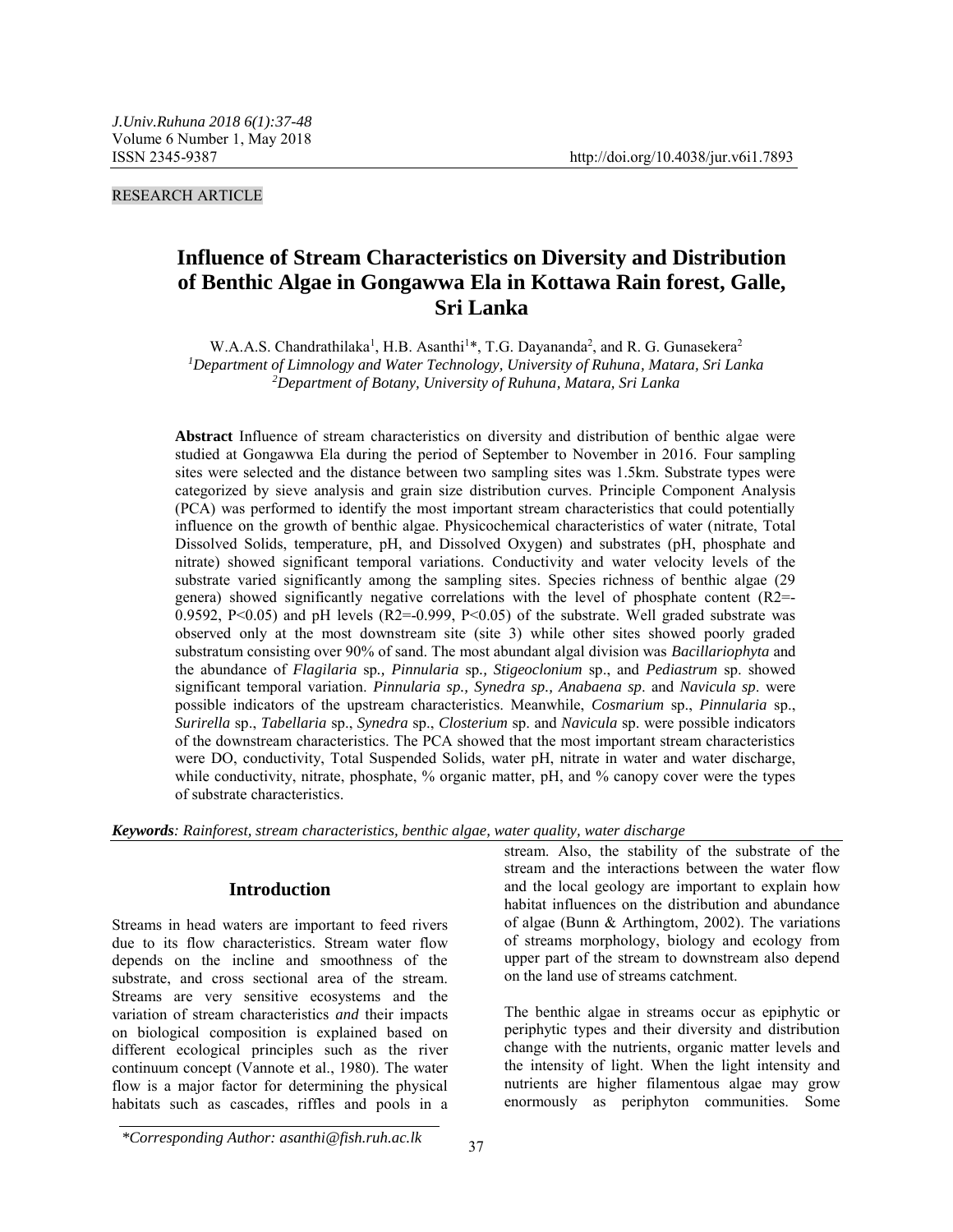RESEARCH ARTICLE

# Influence of Stream Characteristics on Diversity and Distribution of Benthic Algae in Gongawwa Ela in Kottawa Rain forest, Galle, Sri Lanka

W.A.A.S. Chandrathilaka[1], H.B. Asanthi[1]*, T.G. Dayananda[2], and R. G. Gunasekera[2]

[1]*Department of Limnology and Water Technology, University of Ruhuna, Matara, Sri Lanka*
[2]*Department of Botany, University of Ruhuna, Matara, Sri Lanka*

**Abstract** Influence of stream characteristics on diversity and distribution of benthic algae were studied at Gongawwa Ela during the period of September to November in 2016. Four sampling sites were selected and the distance between two sampling sites was 1.5km. Substrate types were categorized by sieve analysis and grain size distribution curves. Principle Component Analysis (PCA) was performed to identify the most important stream characteristics that could potentially influence on the growth of benthic algae. Physicochemical characteristics of water (nitrate, Total Dissolved Solids, temperature, pH, and Dissolved Oxygen) and substrates (pH, phosphate and nitrate) showed significant temporal variations. Conductivity and water velocity levels of the substrate varied significantly among the sampling sites. Species richness of benthic algae (29 genera) showed significantly negative correlations with the level of phosphate content ($R2=-0.9592$, $P<0.05$) and pH levels ($R2=-0.999$, $P<0.05$) of the substrate. Well graded substrate was observed only at the most downstream site (site 3) while other sites showed poorly graded substratum consisting over 90% of sand. The most abundant algal division was *Bacillariophyta* and the abundance of *Flagilaria* sp*., Pinnularia* sp*., Stigeoclonium* sp., and *Pediastrum* sp. showed significant temporal variation. *Pinnularia sp., Synedra sp., Anabaena sp*. and *Navicula sp*. were possible indicators of the upstream characteristics. Meanwhile, *Cosmarium* sp., *Pinnularia* sp., *Surirella* sp., *Tabellaria* sp., *Synedra* sp., *Closterium* sp. and *Navicula* sp. were possible indicators of the downstream characteristics. The PCA showed that the most important stream characteristics were DO, conductivity, Total Suspended Solids, water pH, nitrate in water and water discharge, while conductivity, nitrate, phosphate, % organic matter, pH, and % canopy cover were the types of substrate characteristics.

***Keywords****: Rainforest, stream characteristics, benthic algae, water quality, water discharge*

## Introduction

Streams in head waters are important to feed rivers due to its flow characteristics. Stream water flow depends on the incline and smoothness of the substrate, and cross sectional area of the stream. Streams are very sensitive ecosystems and the variation of stream characteristics *and* their impacts on biological composition is explained based on different ecological principles such as the river continuum concept (Vannote et al., 1980). The water flow is a major factor for determining the physical habitats such as cascades, riffles and pools in a stream. Also, the stability of the substrate of the stream and the interactions between the water flow and the local geology are important to explain how habitat influences on the distribution and abundance of algae (Bunn & Arthingtom, 2002). The variations of streams morphology, biology and ecology from upper part of the stream to downstream also depend on the land use of streams catchment.

The benthic algae in streams occur as epiphytic or periphytic types and their diversity and distribution change with the nutrients, organic matter levels and the intensity of light. When the light intensity and nutrients are higher filamentous algae may grow enormously as periphyton communities. Some

*Corresponding Author: asanthi@fish.ruh.ac.lk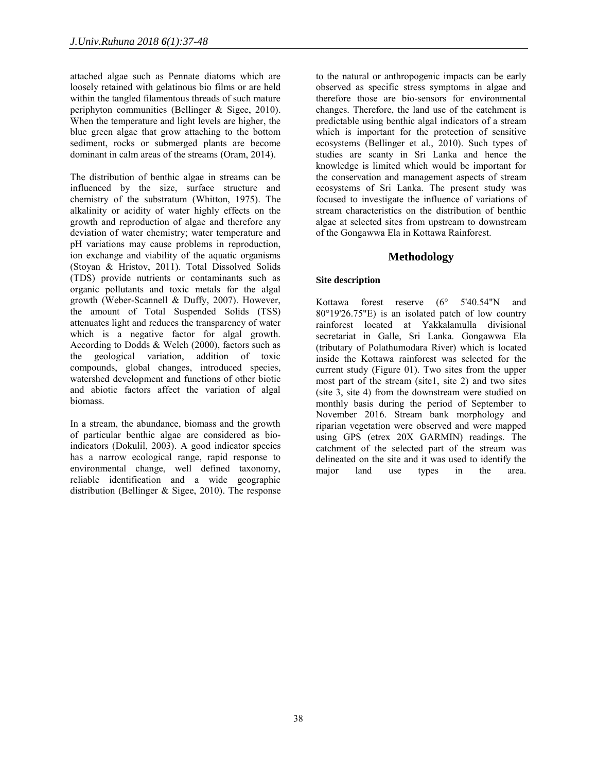attached algae such as Pennate diatoms which are loosely retained with gelatinous bio films or are held within the tangled filamentous threads of such mature periphyton communities (Bellinger & Sigee, 2010). When the temperature and light levels are higher, the blue green algae that grow attaching to the bottom sediment, rocks or submerged plants are become dominant in calm areas of the streams (Oram, 2014).

The distribution of benthic algae in streams can be influenced by the size, surface structure and chemistry of the substratum (Whitton, 1975). The alkalinity or acidity of water highly effects on the growth and reproduction of algae and therefore any deviation of water chemistry; water temperature and pH variations may cause problems in reproduction, ion exchange and viability of the aquatic organisms (Stoyan & Hristov, 2011). Total Dissolved Solids (TDS) provide nutrients or contaminants such as organic pollutants and toxic metals for the algal growth (Weber-Scannell & Duffy, 2007). However, the amount of Total Suspended Solids (TSS) attenuates light and reduces the transparency of water which is a negative factor for algal growth. According to Dodds & Welch (2000), factors such as the geological variation, addition of toxic compounds, global changes, introduced species, watershed development and functions of other biotic and abiotic factors affect the variation of algal biomass.

In a stream, the abundance, biomass and the growth of particular benthic algae are considered as bio-indicators (Dokulil, 2003). A good indicator species has a narrow ecological range, rapid response to environmental change, well defined taxonomy, reliable identification and a wide geographic distribution (Bellinger & Sigee, 2010). The response to the natural or anthropogenic impacts can be early observed as specific stress symptoms in algae and therefore those are bio-sensors for environmental changes. Therefore, the land use of the catchment is predictable using benthic algal indicators of a stream which is important for the protection of sensitive ecosystems (Bellinger et al., 2010). Such types of studies are scanty in Sri Lanka and hence the knowledge is limited which would be important for the conservation and management aspects of stream ecosystems of Sri Lanka. The present study was focused to investigate the influence of variations of stream characteristics on the distribution of benthic algae at selected sites from upstream to downstream of the Gongawwa Ela in Kottawa Rainforest.

## Methodology

### Site description

Kottawa forest reserve (6° 5'40.54"N and 80°19'26.75"E) is an isolated patch of low country rainforest located at Yakkalamulla divisional secretariat in Galle, Sri Lanka. Gongawwa Ela (tributary of Polathumodara River) which is located inside the Kottawa rainforest was selected for the current study (Figure 01). Two sites from the upper most part of the stream (site1, site 2) and two sites (site 3, site 4) from the downstream were studied on monthly basis during the period of September to November 2016. Stream bank morphology and riparian vegetation were observed and were mapped using GPS (etrex 20X GARMIN) readings. The catchment of the selected part of the stream was delineated on the site and it was used to identify the major land use types in the area.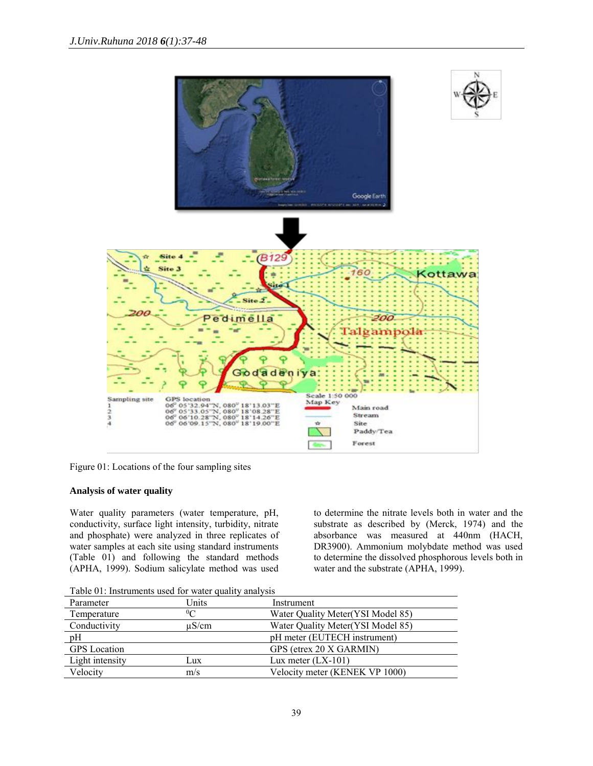Figure 01: Locations of the four sampling sites

### Analysis of water quality

Water quality parameters (water temperature, pH, conductivity, surface light intensity, turbidity, nitrate and phosphate) were analyzed in three replicates of water samples at each site using standard instruments (Table 01) and following the standard methods (APHA, 1999). Sodium salicylate method was used to determine the nitrate levels both in water and the substrate as described by (Merck, 1974) and the absorbance was measured at 440nm (HACH, DR3900). Ammonium molybdate method was used to determine the dissolved phosphorous levels both in water and the substrate (APHA, 1999).

Table 01: Instruments used for water quality analysis

| Parameter | Units | Instrument |
|---|---|---|
| Temperature | $^{0}$C | Water Quality Meter(YSI Model 85) |
| Conductivity | µS/cm | Water Quality Meter(YSI Model 85) |
| pH | | pH meter (EUTECH instrument) |
| GPS Location | | GPS (etrex 20 X GARMIN) |
| Light intensity | Lux | Lux meter (LX-101) |
| Velocity | m/s | Velocity meter (KENEK VP 1000) |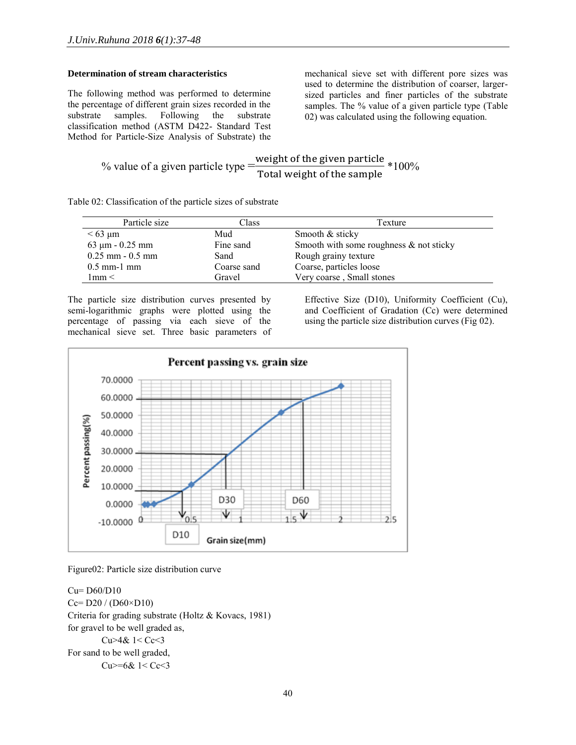**Determination of stream characteristics**

The following method was performed to determine the percentage of different grain sizes recorded in the substrate samples. Following the substrate classification method (ASTM D422- Standard Test Method for Particle-Size Analysis of Substrate) the mechanical sieve set with different pore sizes was used to determine the distribution of coarser, larger-sized particles and finer particles of the substrate samples. The % value of a given particle type (Table 02) was calculated using the following equation.

$$\%\text{ value of a given particle type} = \frac{\text{weight of the given particle}}{\text{Total weight of the sample}} * 100\%$$

Table 02: Classification of the particle sizes of substrate

| Particle size | Class | Texture |
|---|---|---|
| < 63 µm | Mud | Smooth & sticky |
| 63 µm - 0.25 mm | Fine sand | Smooth with some roughness & not sticky |
| 0.25 mm - 0.5 mm | Sand | Rough grainy texture |
| 0.5 mm-1 mm | Coarse sand | Coarse, particles loose |
| 1mm < | Gravel | Very coarse , Small stones |

The particle size distribution curves presented by semi-logarithmic graphs were plotted using the percentage of passing via each sieve of the mechanical sieve set. Three basic parameters of Effective Size (D10), Uniformity Coefficient (Cu), and Coefficient of Gradation (Cc) were determined using the particle size distribution curves (Fig 02).

Figure02: Particle size distribution curve

Cu= D60/D10

Cc= D20 / (D60×D10)

Criteria for grading substrate (Holtz & Kovacs, 1981)

for gravel to be well graded as,

Cu>4& 1< Cc<3

For sand to be well graded,

Cu>=6& 1< Cc<3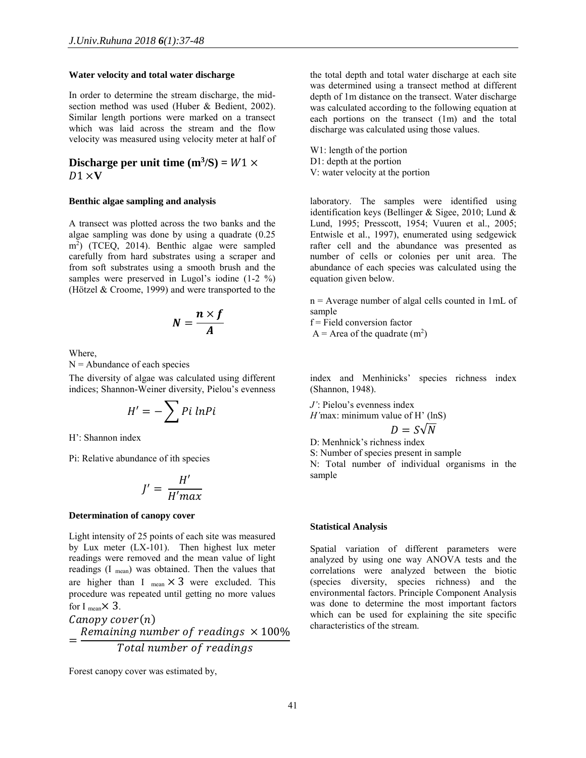### Water velocity and total water discharge

In order to determine the stream discharge, the mid-section method was used (Huber & Bedient, 2002). Similar length portions were marked on a transect which was laid across the stream and the flow velocity was measured using velocity meter at half of the total depth and total water discharge at each site was determined using a transect method at different depth of 1m distance on the transect. Water discharge was calculated according to the following equation at each portions on the transect (1m) and the total discharge was calculated using those values.

**Discharge per unit time ($m^3$/S) =** $W1 \times D1 \times \mathbf{V}$

W1: length of the portion
D1: depth at the portion
V: water velocity at the portion

### Benthic algae sampling and analysis

A transect was plotted across the two banks and the algae sampling was done by using a quadrate (0.25 $m^2$) (TCEQ, 2014). Benthic algae were sampled carefully from hard substrates using a scraper and from soft substrates using a smooth brush and the samples were preserved in Lugol's iodine (1-2 %) (Hötzel & Croome, 1999) and were transported to the laboratory. The samples were identified using identification keys (Bellinger & Sigee, 2010; Lund & Lund, 1995; Presscott, 1954; Vuuren et al., 2005; Entwisle et al., 1997), enumerated using sedgewick rafter cell and the abundance was presented as number of cells or colonies per unit area. The abundance of each species was calculated using the equation given below.

$$\boldsymbol{N} = \frac{\boldsymbol{n} \times \boldsymbol{f}}{\boldsymbol{A}}$$

Where,
N = Abundance of each species
n = Average number of algal cells counted in 1mL of sample
f = Field conversion factor
A = Area of the quadrate ($m^2$)

The diversity of algae was calculated using different indices; Shannon-Weiner diversity, Pielou's evenness index and Menhinicks' species richness index (Shannon, 1948).

$$H' = -\sum Pi\ lnPi$$

H': Shannon index

Pi: Relative abundance of ith species

$$J' = \frac{H'}{H'max}$$

*J'*: Pielou's evenness index
*H'*max: minimum value of H' (lnS)

$$D = S\sqrt{N}$$

D: Menhnick's richness index
S: Number of species present in sample
N: Total number of individual organisms in the sample

### Determination of canopy cover

Light intensity of 25 points of each site was measured by Lux meter (LX-101). Then highest lux meter readings were removed and the mean value of light readings ($I_{mean}$) was obtained. Then the values that are higher than $I_{mean} \times 3$ were excluded. This procedure was repeated until getting no more values for $I_{mean} \times 3$.

$$Canopy\ cover(n) = \frac{Remaining\ number\ of\ readings\ \times 100\%}{Total\ number\ of\ readings}$$

Forest canopy cover was estimated by,

### Statistical Analysis

Spatial variation of different parameters were analyzed by using one way ANOVA tests and the correlations were analyzed between the biotic (species diversity, species richness) and the environmental factors. Principle Component Analysis was done to determine the most important factors which can be used for explaining the site specific characteristics of the stream.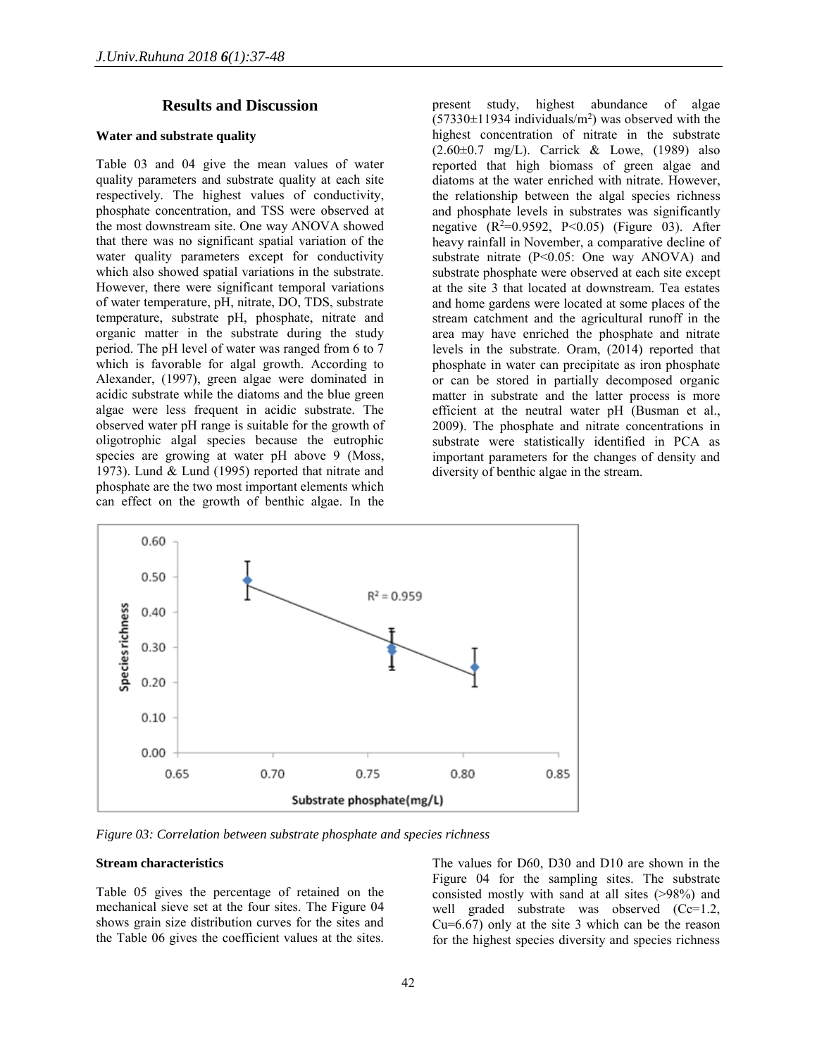## Results and Discussion

### Water and substrate quality

Table 03 and 04 give the mean values of water quality parameters and substrate quality at each site respectively. The highest values of conductivity, phosphate concentration, and TSS were observed at the most downstream site. One way ANOVA showed that there was no significant spatial variation of the water quality parameters except for conductivity which also showed spatial variations in the substrate. However, there were significant temporal variations of water temperature, pH, nitrate, DO, TDS, substrate temperature, substrate pH, phosphate, nitrate and organic matter in the substrate during the study period. The pH level of water was ranged from 6 to 7 which is favorable for algal growth. According to Alexander, (1997), green algae were dominated in acidic substrate while the diatoms and the blue green algae were less frequent in acidic substrate. The observed water pH range is suitable for the growth of oligotrophic algal species because the eutrophic species are growing at water pH above 9 (Moss, 1973). Lund & Lund (1995) reported that nitrate and phosphate are the two most important elements which can effect on the growth of benthic algae. In the present study, highest abundance of algae (57330±11934 individuals/$m^2$) was observed with the highest concentration of nitrate in the substrate (2.60±0.7 mg/L). Carrick & Lowe, (1989) also reported that high biomass of green algae and diatoms at the water enriched with nitrate. However, the relationship between the algal species richness and phosphate levels in substrates was significantly negative ($R^2$=0.9592, $P<0.05$) (Figure 03). After heavy rainfall in November, a comparative decline of substrate nitrate ($P<0.05$: One way ANOVA) and substrate phosphate were observed at each site except at the site 3 that located at downstream. Tea estates and home gardens were located at some places of the stream catchment and the agricultural runoff in the area may have enriched the phosphate and nitrate levels in the substrate. Oram, (2014) reported that phosphate in water can precipitate as iron phosphate or can be stored in partially decomposed organic matter in substrate and the latter process is more efficient at the neutral water pH (Busman et al., 2009). The phosphate and nitrate concentrations in substrate were statistically identified in PCA as important parameters for the changes of density and diversity of benthic algae in the stream.

*Figure 03: Correlation between substrate phosphate and species richness*

### Stream characteristics

Table 05 gives the percentage of retained on the mechanical sieve set at the four sites. The Figure 04 shows grain size distribution curves for the sites and the Table 06 gives the coefficient values at the sites. The values for D60, D30 and D10 are shown in the Figure 04 for the sampling sites. The substrate consisted mostly with sand at all sites (>98%) and well graded substrate was observed (Cc=1.2, Cu=6.67) only at the site 3 which can be the reason for the highest species diversity and species richness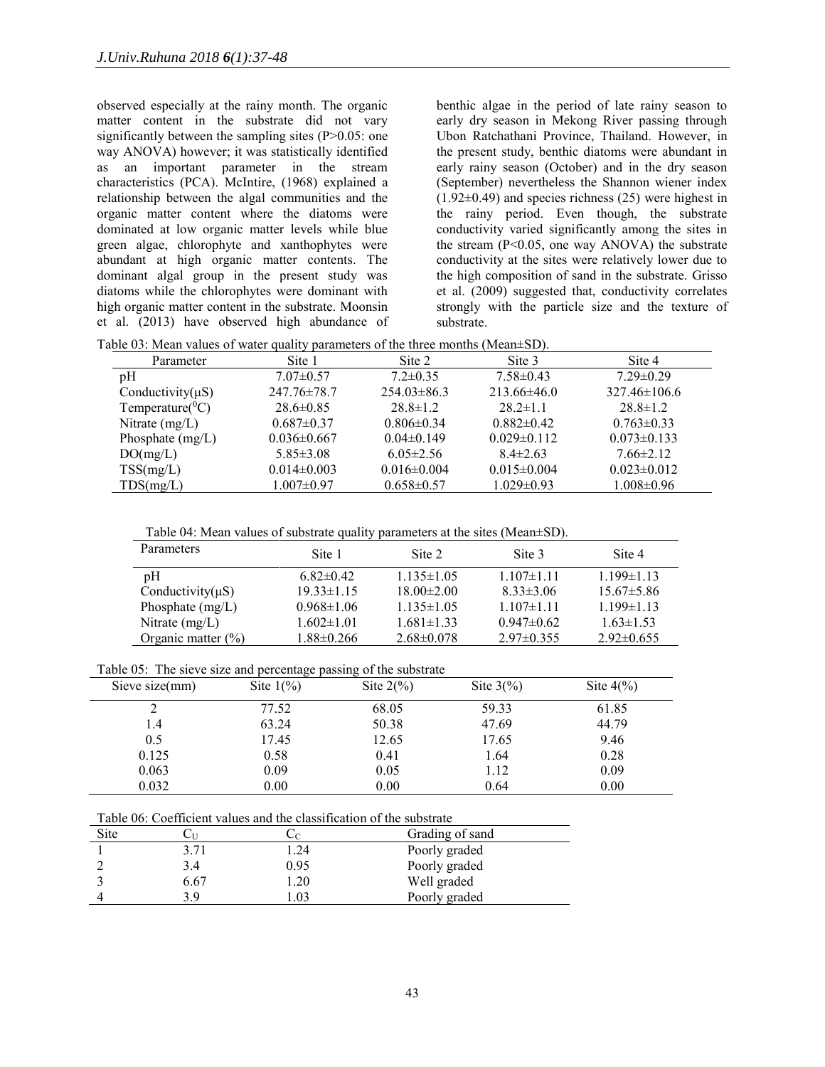observed especially at the rainy month. The organic matter content in the substrate did not vary significantly between the sampling sites ($P>0.05$: one way ANOVA) however; it was statistically identified as an important parameter in the stream characteristics (PCA). McIntire, (1968) explained a relationship between the algal communities and the organic matter content where the diatoms were dominated at low organic matter levels while blue green algae, chlorophyte and xanthophytes were abundant at high organic matter contents. The dominant algal group in the present study was diatoms while the chlorophytes were dominant with high organic matter content in the substrate. Moonsin et al. (2013) have observed high abundance of benthic algae in the period of late rainy season to early dry season in Mekong River passing through Ubon Ratchathani Province, Thailand. However, in the present study, benthic diatoms were abundant in early rainy season (October) and in the dry season (September) nevertheless the Shannon wiener index (1.92±0.49) and species richness (25) were highest in the rainy period. Even though, the substrate conductivity varied significantly among the sites in the stream ($P<0.05$, one way ANOVA) the substrate conductivity at the sites were relatively lower due to the high composition of sand in the substrate. Grisso et al. (2009) suggested that, conductivity correlates strongly with the particle size and the texture of substrate.

Table 03: Mean values of water quality parameters of the three months (Mean±SD).

| Parameter | Site 1 | Site 2 | Site 3 | Site 4 |
|---|---|---|---|---|
| pH | 7.07±0.57 | 7.2±0.35 | 7.58±0.43 | 7.29±0.29 |
| Conductivity(µS) | 247.76±78.7 | 254.03±86.3 | 213.66±46.0 | 327.46±106.6 |
| Temperature($^0$C) | 28.6±0.85 | 28.8±1.2 | 28.2±1.1 | 28.8±1.2 |
| Nitrate (mg/L) | 0.687±0.37 | 0.806±0.34 | 0.882±0.42 | 0.763±0.33 |
| Phosphate (mg/L) | 0.036±0.667 | 0.04±0.149 | 0.029±0.112 | 0.073±0.133 |
| DO(mg/L) | 5.85±3.08 | 6.05±2.56 | 8.4±2.63 | 7.66±2.12 |
| TSS(mg/L) | 0.014±0.003 | 0.016±0.004 | 0.015±0.004 | 0.023±0.012 |
| TDS(mg/L) | 1.007±0.97 | 0.658±0.57 | 1.029±0.93 | 1.008±0.96 |

Table 04: Mean values of substrate quality parameters at the sites (Mean±SD).

| Parameters | Site 1 | Site 2 | Site 3 | Site 4 |
|---|---|---|---|---|
| pH | 6.82±0.42 | 1.135±1.05 | 1.107±1.11 | 1.199±1.13 |
| Conductivity(µS) | 19.33±1.15 | 18.00±2.00 | 8.33±3.06 | 15.67±5.86 |
| Phosphate (mg/L) | 0.968±1.06 | 1.135±1.05 | 1.107±1.11 | 1.199±1.13 |
| Nitrate (mg/L) | 1.602±1.01 | 1.681±1.33 | 0.947±0.62 | 1.63±1.53 |
| Organic matter (%) | 1.88±0.266 | 2.68±0.078 | 2.97±0.355 | 2.92±0.655 |

Table 05: The sieve size and percentage passing of the substrate

| Sieve size(mm) | Site 1(%) | Site 2(%) | Site 3(%) | Site 4(%) |
|---|---|---|---|---|
| 2 | 77.52 | 68.05 | 59.33 | 61.85 |
| 1.4 | 63.24 | 50.38 | 47.69 | 44.79 |
| 0.5 | 17.45 | 12.65 | 17.65 | 9.46 |
| 0.125 | 0.58 | 0.41 | 1.64 | 0.28 |
| 0.063 | 0.09 | 0.05 | 1.12 | 0.09 |
| 0.032 | 0.00 | 0.00 | 0.64 | 0.00 |

Table 06: Coefficient values and the classification of the substrate

| Site | $C_U$ | $C_C$ | Grading of sand |
|---|---|---|---|
| 1 | 3.71 | 1.24 | Poorly graded |
| 2 | 3.4 | 0.95 | Poorly graded |
| 3 | 6.67 | 1.20 | Well graded |
| 4 | 3.9 | 1.03 | Poorly graded |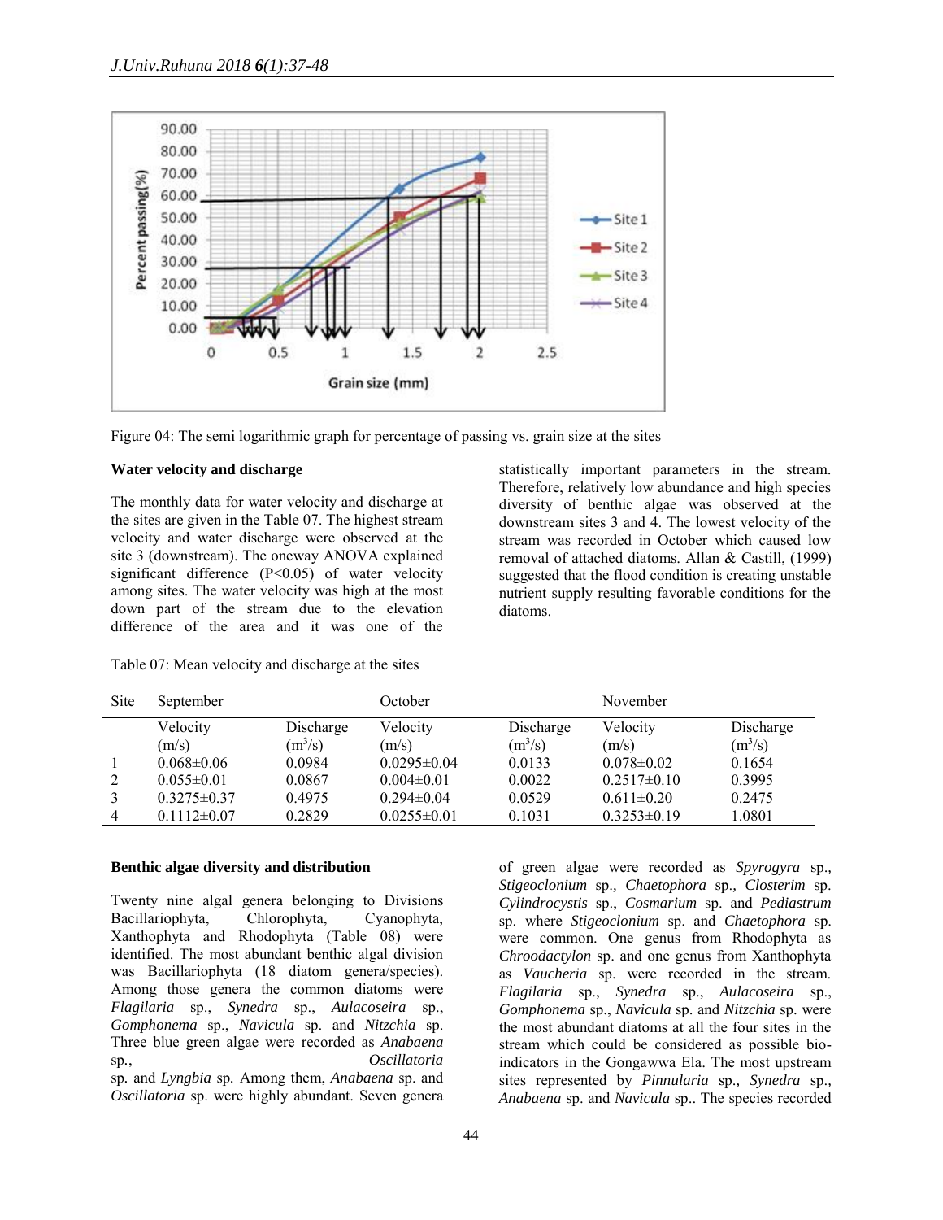Figure 04: The semi logarithmic graph for percentage of passing vs. grain size at the sites

### Water velocity and discharge

The monthly data for water velocity and discharge at the sites are given in the Table 07. The highest stream velocity and water discharge were observed at the site 3 (downstream). The oneway ANOVA explained significant difference ($P<0.05$) of water velocity among sites. The water velocity was high at the most down part of the stream due to the elevation difference of the area and it was one of the statistically important parameters in the stream. Therefore, relatively low abundance and high species diversity of benthic algae was observed at the downstream sites 3 and 4. The lowest velocity of the stream was recorded in October which caused low removal of attached diatoms. Allan & Castill, (1999) suggested that the flood condition is creating unstable nutrient supply resulting favorable conditions for the diatoms.

Table 07: Mean velocity and discharge at the sites

| Site | September | | October | | November | |
|---|---|---|---|---|---|---|
| | Velocity (m/s) | Discharge ($m^3$/s) | Velocity (m/s) | Discharge ($m^3$/s) | Velocity (m/s) | Discharge ($m^3$/s) |
| 1 | 0.068±0.06 | 0.0984 | 0.0295±0.04 | 0.0133 | 0.078±0.02 | 0.1654 |
| 2 | 0.055±0.01 | 0.0867 | 0.004±0.01 | 0.0022 | 0.2517±0.10 | 0.3995 |
| 3 | 0.3275±0.37 | 0.4975 | 0.294±0.04 | 0.0529 | 0.611±0.20 | 0.2475 |
| 4 | 0.1112±0.07 | 0.2829 | 0.0255±0.01 | 0.1031 | 0.3253±0.19 | 1.0801 |

### Benthic algae diversity and distribution

Twenty nine algal genera belonging to Divisions Bacillariophyta, Chlorophyta, Cyanophyta, Xanthophyta and Rhodophyta (Table 08) were identified. The most abundant benthic algal division was Bacillariophyta (18 diatom genera/species). Among those genera the common diatoms were *Flagilaria* sp., *Synedra* sp., *Aulacoseira* sp., *Gomphonema* sp., *Navicula* sp. and *Nitzchia* sp. Three blue green algae were recorded as *Anabaena* sp., *Oscillatoria* sp. and *Lyngbia* sp. Among them, *Anabaena* sp. and *Oscillatoria* sp. were highly abundant. Seven genera of green algae were recorded as *Spyrogyra* sp., *Stigeoclonium* sp., *Chaetophora* sp., *Closterim* sp. *Cylindrocystis* sp., *Cosmarium* sp. and *Pediastrum* sp. where *Stigeoclonium* sp. and *Chaetophora* sp. were common. One genus from Rhodophyta as *Chroodactylon* sp. and one genus from Xanthophyta as *Vaucheria* sp. were recorded in the stream. *Flagilaria* sp., *Synedra* sp., *Aulacoseira* sp., *Gomphonema* sp., *Navicula* sp. and *Nitzchia* sp. were the most abundant diatoms at all the four sites in the stream which could be considered as possible bio-indicators in the Gongawwa Ela. The most upstream sites represented by *Pinnularia* sp., *Synedra* sp., *Anabaena* sp. and *Navicula* sp.. The species recorded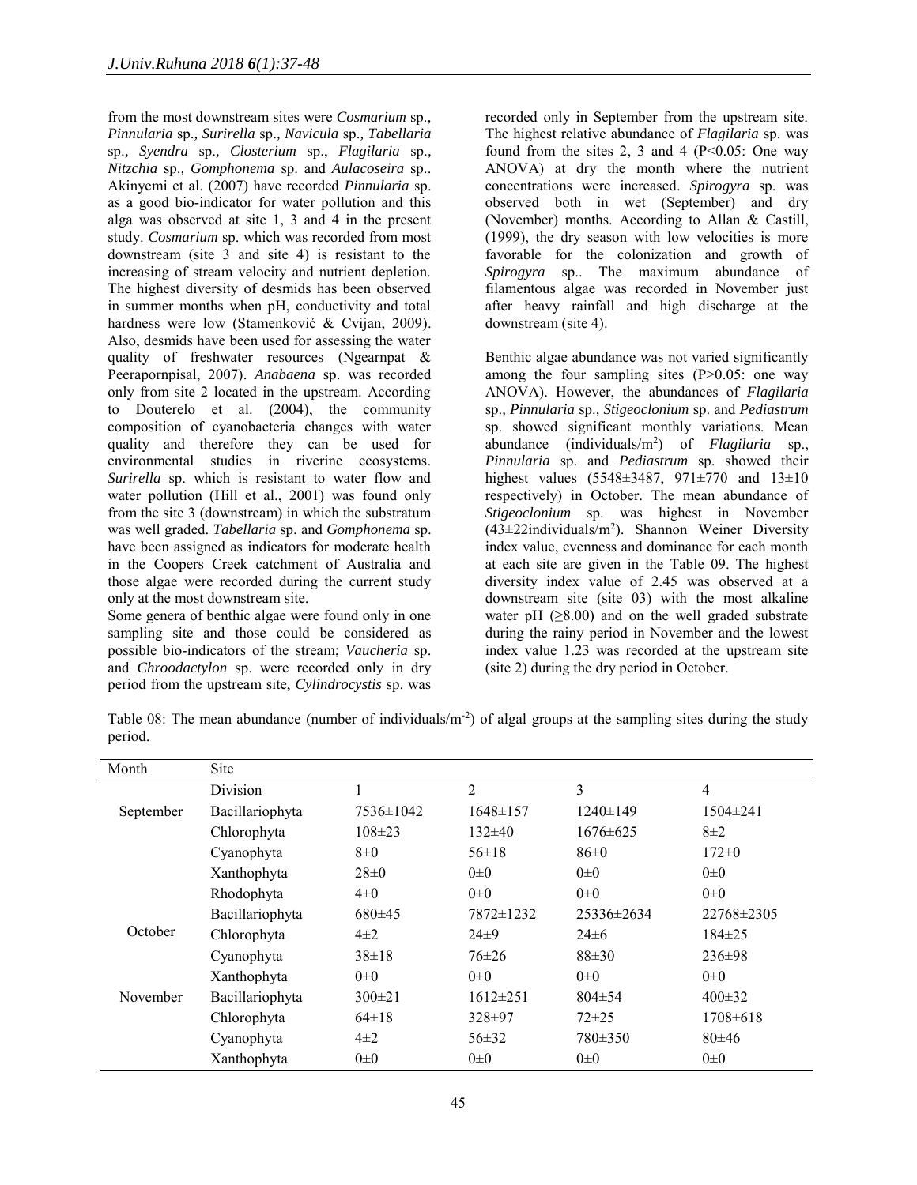from the most downstream sites were *Cosmarium* sp., *Pinnularia* sp., *Surirella* sp., *Navicula* sp., *Tabellaria* sp., *Syendra* sp., *Closterium* sp., *Flagilaria* sp., *Nitzchia* sp., *Gomphonema* sp. and *Aulacoseira* sp.. Akinyemi et al. (2007) have recorded *Pinnularia* sp. as a good bio-indicator for water pollution and this alga was observed at site 1, 3 and 4 in the present study. *Cosmarium* sp. which was recorded from most downstream (site 3 and site 4) is resistant to the increasing of stream velocity and nutrient depletion. The highest diversity of desmids has been observed in summer months when pH, conductivity and total hardness were low (Stamenković & Cvijan, 2009). Also, desmids have been used for assessing the water quality of freshwater resources (Ngearnpat & Peerapornpisal, 2007). *Anabaena* sp. was recorded only from site 2 located in the upstream. According to Douterelo et al. (2004), the community composition of cyanobacteria changes with water quality and therefore they can be used for environmental studies in riverine ecosystems. *Surirella* sp. which is resistant to water flow and water pollution (Hill et al., 2001) was found only from the site 3 (downstream) in which the substratum was well graded. *Tabellaria* sp. and *Gomphonema* sp. have been assigned as indicators for moderate health in the Coopers Creek catchment of Australia and those algae were recorded during the current study only at the most downstream site.

Some genera of benthic algae were found only in one sampling site and those could be considered as possible bio-indicators of the stream; *Vaucheria* sp. and *Chroodactylon* sp. were recorded only in dry period from the upstream site, *Cylindrocystis* sp. was recorded only in September from the upstream site. The highest relative abundance of *Flagilaria* sp. was found from the sites 2, 3 and 4 ($P<0.05$: One way ANOVA) at dry the month where the nutrient concentrations were increased. *Spirogyra* sp. was observed both in wet (September) and dry (November) months. According to Allan & Castill, (1999), the dry season with low velocities is more favorable for the colonization and growth of *Spirogyra* sp.. The maximum abundance of filamentous algae was recorded in November just after heavy rainfall and high discharge at the downstream (site 4).

Benthic algae abundance was not varied significantly among the four sampling sites ($P>0.05$: one way ANOVA). However, the abundances of *Flagilaria* sp., *Pinnularia* sp., *Stigeoclonium* sp. and *Pediastrum* sp. showed significant monthly variations. Mean abundance (individuals/m$^2$) of *Flagilaria* sp., *Pinnularia* sp. and *Pediastrum* sp. showed their highest values (5548±3487, 971±770 and 13±10 respectively) in October. The mean abundance of *Stigeoclonium* sp. was highest in November (43±22individuals/m$^2$). Shannon Weiner Diversity index value, evenness and dominance for each month at each site are given in the Table 09. The highest diversity index value of 2.45 was observed at a downstream site (site 03) with the most alkaline water pH (≥8.00) and on the well graded substrate during the rainy period in November and the lowest index value 1.23 was recorded at the upstream site (site 2) during the dry period in October.

Table 08: The mean abundance (number of individuals/m$^{-2}$) of algal groups at the sampling sites during the study period.

| Month | Site | | | | |
|---|---|---|---|---|---|
| | Division | 1 | 2 | 3 | 4 |
| September | Bacillariophyta | 7536±1042 | 1648±157 | 1240±149 | 1504±241 |
| | Chlorophyta | 108±23 | 132±40 | 1676±625 | 8±2 |
| | Cyanophyta | 8±0 | 56±18 | 86±0 | 172±0 |
| | Xanthophyta | 28±0 | 0±0 | 0±0 | 0±0 |
| | Rhodophyta | 4±0 | 0±0 | 0±0 | 0±0 |
| October | Bacillariophyta | 680±45 | 7872±1232 | 25336±2634 | 22768±2305 |
| | Chlorophyta | 4±2 | 24±9 | 24±6 | 184±25 |
| | Cyanophyta | 38±18 | 76±26 | 88±30 | 236±98 |
| | Xanthophyta | 0±0 | 0±0 | 0±0 | 0±0 |
| November | Bacillariophyta | 300±21 | 1612±251 | 804±54 | 400±32 |
| | Chlorophyta | 64±18 | 328±97 | 72±25 | 1708±618 |
| | Cyanophyta | 4±2 | 56±32 | 780±350 | 80±46 |
| | Xanthophyta | 0±0 | 0±0 | 0±0 | 0±0 |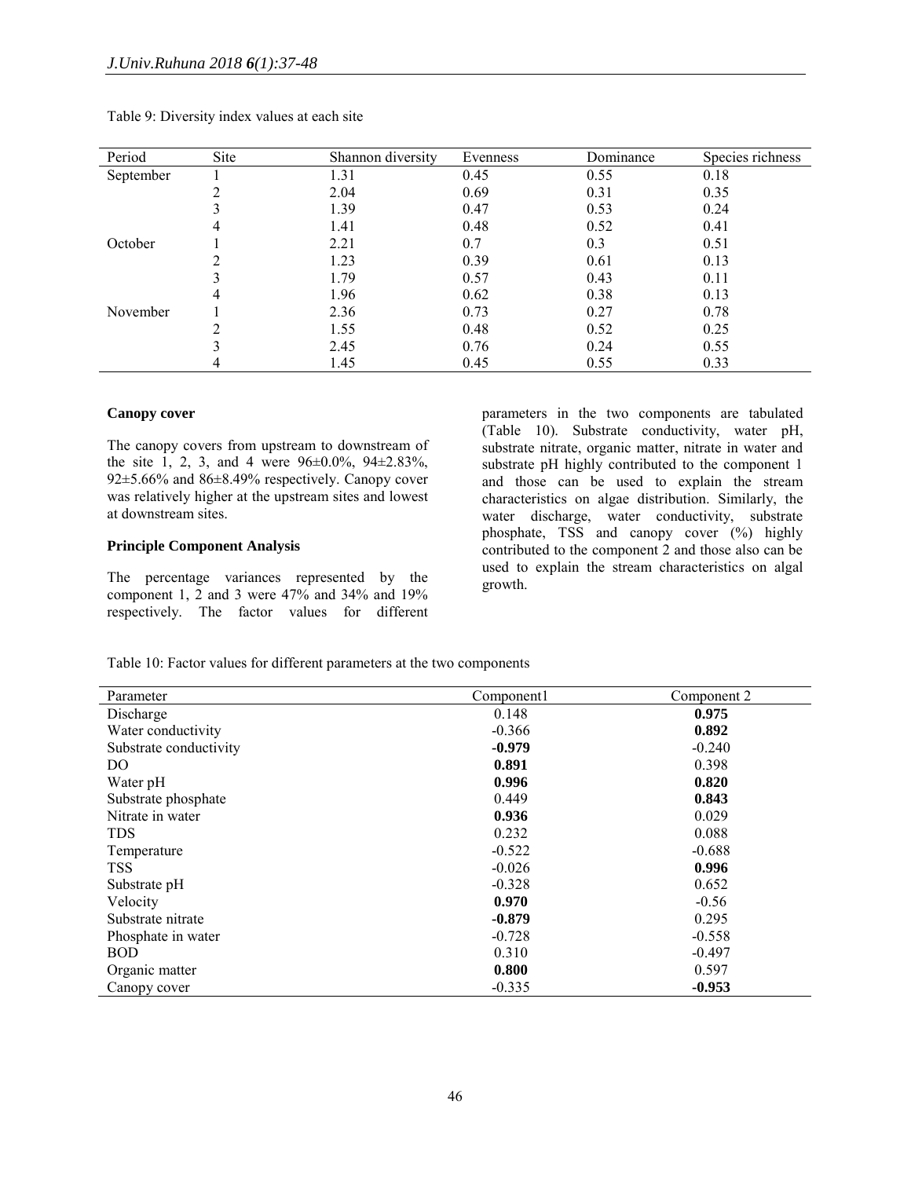Table 9: Diversity index values at each site

| Period | Site | Shannon diversity | Evenness | Dominance | Species richness |
|---|---|---|---|---|---|
| September | 1 | 1.31 | 0.45 | 0.55 | 0.18 |
| | 2 | 2.04 | 0.69 | 0.31 | 0.35 |
| | 3 | 1.39 | 0.47 | 0.53 | 0.24 |
| | 4 | 1.41 | 0.48 | 0.52 | 0.41 |
| October | 1 | 2.21 | 0.7 | 0.3 | 0.51 |
| | 2 | 1.23 | 0.39 | 0.61 | 0.13 |
| | 3 | 1.79 | 0.57 | 0.43 | 0.11 |
| | 4 | 1.96 | 0.62 | 0.38 | 0.13 |
| November | 1 | 2.36 | 0.73 | 0.27 | 0.78 |
| | 2 | 1.55 | 0.48 | 0.52 | 0.25 |
| | 3 | 2.45 | 0.76 | 0.24 | 0.55 |
| | 4 | 1.45 | 0.45 | 0.55 | 0.33 |

**Canopy cover**

The canopy covers from upstream to downstream of the site 1, 2, 3, and 4 were 96±0.0%, 94±2.83%, 92±5.66% and 86±8.49% respectively. Canopy cover was relatively higher at the upstream sites and lowest at downstream sites.

**Principle Component Analysis**

The percentage variances represented by the component 1, 2 and 3 were 47% and 34% and 19% respectively. The factor values for different parameters in the two components are tabulated (Table 10). Substrate conductivity, water pH, substrate nitrate, organic matter, nitrate in water and substrate pH highly contributed to the component 1 and those can be used to explain the stream characteristics on algae distribution. Similarly, the water discharge, water conductivity, substrate phosphate, TSS and canopy cover (%) highly contributed to the component 2 and those also can be used to explain the stream characteristics on algal growth.

Table 10: Factor values for different parameters at the two components

| Parameter | Component1 | Component 2 |
|---|---|---|
| Discharge | 0.148 | **0.975** |
| Water conductivity | -0.366 | **0.892** |
| Substrate conductivity | **-0.979** | -0.240 |
| DO | **0.891** | 0.398 |
| Water pH | **0.996** | **0.820** |
| Substrate phosphate | 0.449 | **0.843** |
| Nitrate in water | **0.936** | 0.029 |
| TDS | 0.232 | 0.088 |
| Temperature | -0.522 | -0.688 |
| TSS | -0.026 | **0.996** |
| Substrate pH | -0.328 | 0.652 |
| Velocity | **0.970** | -0.56 |
| Substrate nitrate | **-0.879** | 0.295 |
| Phosphate in water | -0.728 | -0.558 |
| BOD | 0.310 | -0.497 |
| Organic matter | **0.800** | 0.597 |
| Canopy cover | -0.335 | **-0.953** |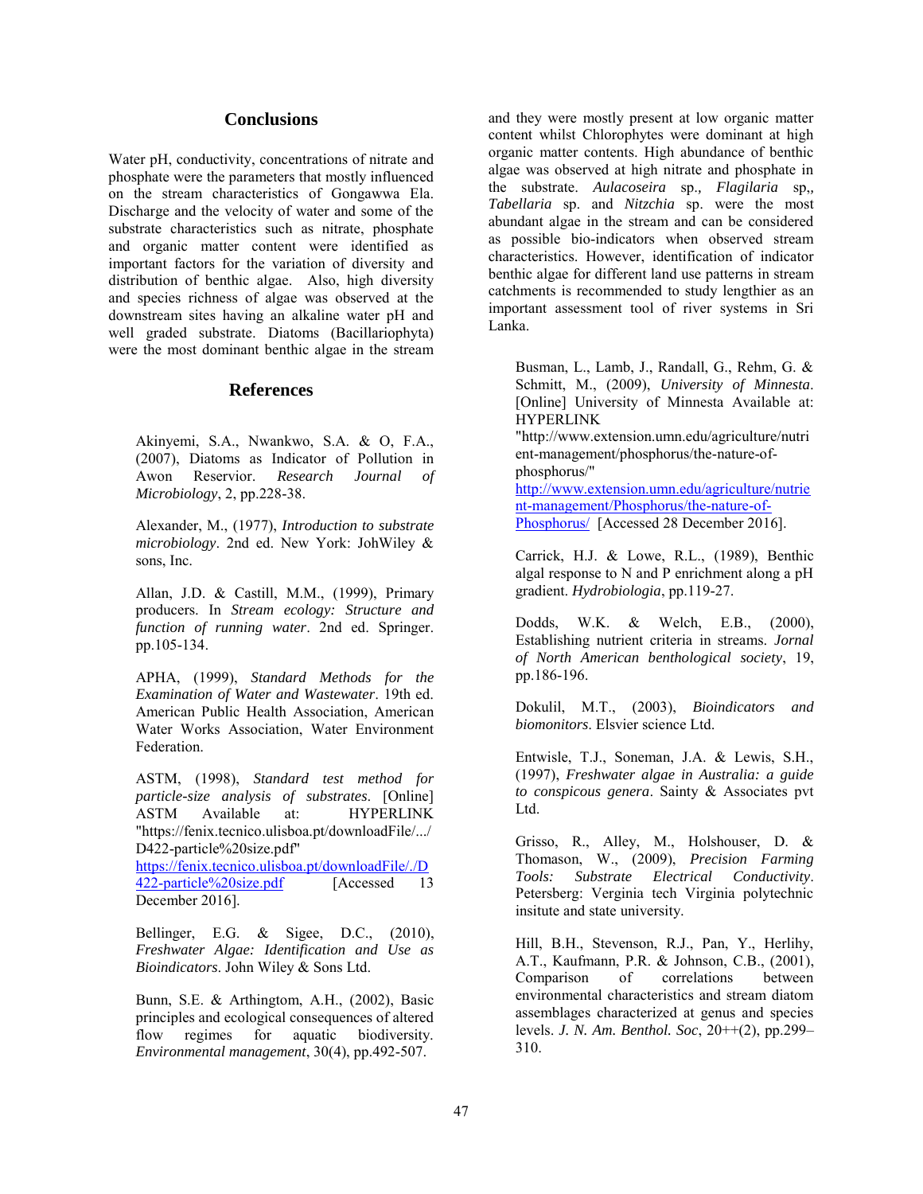## Conclusions

Water pH, conductivity, concentrations of nitrate and phosphate were the parameters that mostly influenced on the stream characteristics of Gongawwa Ela. Discharge and the velocity of water and some of the substrate characteristics such as nitrate, phosphate and organic matter content were identified as important factors for the variation of diversity and distribution of benthic algae. Also, high diversity and species richness of algae was observed at the downstream sites having an alkaline water pH and well graded substrate. Diatoms (Bacillariophyta) were the most dominant benthic algae in the stream and they were mostly present at low organic matter content whilst Chlorophytes were dominant at high organic matter contents. High abundance of benthic algae was observed at high nitrate and phosphate in the substrate. *Aulacoseira* sp., *Flagilaria* sp,, *Tabellaria* sp. and *Nitzchia* sp. were the most abundant algae in the stream and can be considered as possible bio-indicators when observed stream characteristics. However, identification of indicator benthic algae for different land use patterns in stream catchments is recommended to study lengthier as an important assessment tool of river systems in Sri Lanka.

## References

Akinyemi, S.A., Nwankwo, S.A. & O, F.A., (2007), Diatoms as Indicator of Pollution in Awon Reservior. *Research Journal of Microbiology*, 2, pp.228-38.

Alexander, M., (1977), *Introduction to substrate microbiology*. 2nd ed. New York: JohWiley & sons, Inc.

Allan, J.D. & Castill, M.M., (1999), Primary producers. In *Stream ecology: Structure and function of running water*. 2nd ed. Springer. pp.105-134.

APHA, (1999), *Standard Methods for the Examination of Water and Wastewater*. 19th ed. American Public Health Association, American Water Works Association, Water Environment Federation.

ASTM, (1998), *Standard test method for particle-size analysis of substrates*. [Online] ASTM Available at: HYPERLINK "https://fenix.tecnico.ulisboa.pt/downloadFile/.../D422-particle%20size.pdf" https://fenix.tecnico.ulisboa.pt/downloadFile/./D422-particle%20size.pdf [Accessed 13 December 2016].

Bellinger, E.G. & Sigee, D.C., (2010), *Freshwater Algae: Identification and Use as Bioindicators*. John Wiley & Sons Ltd.

Bunn, S.E. & Arthingtom, A.H., (2002), Basic principles and ecological consequences of altered flow regimes for aquatic biodiversity. *Environmental management*, 30(4), pp.492-507.

Busman, L., Lamb, J., Randall, G., Rehm, G. & Schmitt, M., (2009), *University of Minnesta*. [Online] University of Minnesta Available at: HYPERLINK "http://www.extension.umn.edu/agriculture/nutrient-management/phosphorus/the-nature-of-phosphorus/" http://www.extension.umn.edu/agriculture/nutrient-management/Phosphorus/the-nature-of-Phosphorus/ [Accessed 28 December 2016].

Carrick, H.J. & Lowe, R.L., (1989), Benthic algal response to N and P enrichment along a pH gradient. *Hydrobiologia*, pp.119-27.

Dodds, W.K. & Welch, E.B., (2000), Establishing nutrient criteria in streams. *Jornal of North American benthological society*, 19, pp.186-196.

Dokulil, M.T., (2003), *Bioindicators and biomonitors*. Elsvier science Ltd.

Entwisle, T.J., Soneman, J.A. & Lewis, S.H., (1997), *Freshwater algae in Australia: a guide to conspicous genera*. Sainty & Associates pvt Ltd.

Grisso, R., Alley, M., Holshouser, D. & Thomason, W., (2009), *Precision Farming Tools: Substrate Electrical Conductivity*. Petersberg: Verginia tech Virginia polytechnic insitute and state university.

Hill, B.H., Stevenson, R.J., Pan, Y., Herlihy, A.T., Kaufmann, P.R. & Johnson, C.B., (2001), Comparison of correlations between environmental characteristics and stream diatom assemblages characterized at genus and species levels. *J. N. Am. Benthol. Soc*, 20++(2), pp.299–310.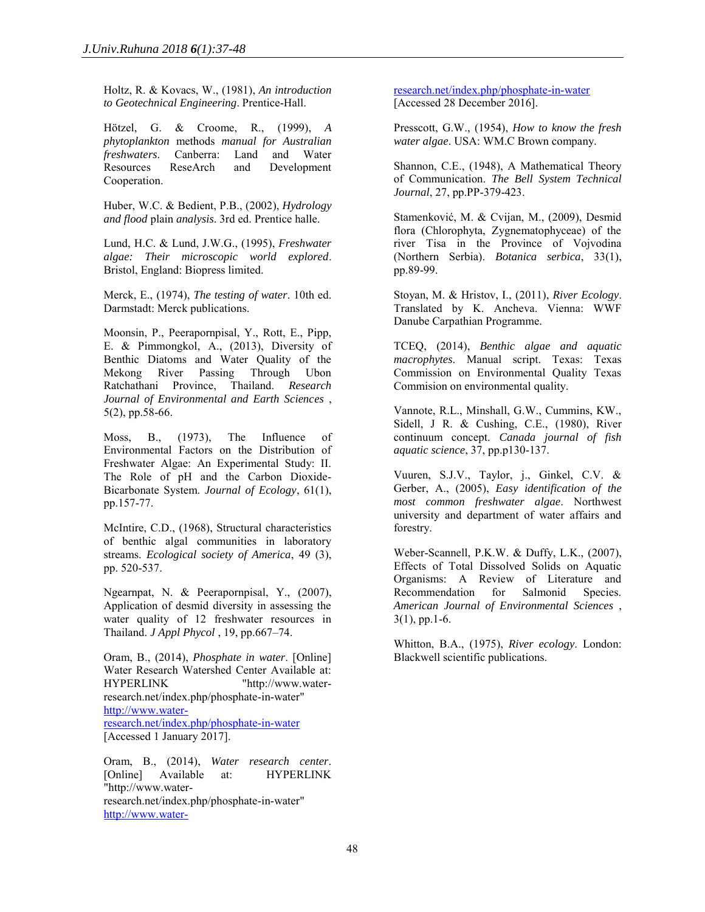Holtz, R. & Kovacs, W., (1981), *An introduction to Geotechnical Engineering*. Prentice-Hall.

Hötzel, G. & Croome, R., (1999), *A phytoplankton* methods *manual for Australian freshwaters*. Canberra: Land and Water Resources ReseArch and Development Cooperation.

Huber, W.C. & Bedient, P.B., (2002), *Hydrology and flood* plain *analysis*. 3rd ed. Prentice halle.

Lund, H.C. & Lund, J.W.G., (1995), *Freshwater algae: Their microscopic world explored*. Bristol, England: Biopress limited.

Merck, E., (1974), *The testing of water*. 10th ed. Darmstadt: Merck publications.

Moonsin, P., Peerapornpisal, Y., Rott, E., Pipp, E. & Pimmongkol, A., (2013), Diversity of Benthic Diatoms and Water Quality of the Mekong River Passing Through Ubon Ratchathani Province, Thailand. *Research Journal of Environmental and Earth Sciences* , 5(2), pp.58-66.

Moss, B., (1973), The Influence of Environmental Factors on the Distribution of Freshwater Algae: An Experimental Study: II. The Role of pH and the Carbon Dioxide-Bicarbonate System. *Journal of Ecology*, 61(1), pp.157-77.

McIntire, C.D., (1968), Structural characteristics of benthic algal communities in laboratory streams. *Ecological society of America*, 49 (3), pp. 520-537.

Ngearnpat, N. & Peerapornpisal, Y., (2007), Application of desmid diversity in assessing the water quality of 12 freshwater resources in Thailand. *J Appl Phycol* , 19, pp.667–74.

Oram, B., (2014), *Phosphate in water*. [Online] Water Research Watershed Center Available at: HYPERLINK "http://www.water-research.net/index.php/phosphate-in-water" http://www.water-research.net/index.php/phosphate-in-water [Accessed 1 January 2017].

Oram, B., (2014), *Water research center*. [Online] Available at: HYPERLINK "http://www.water-research.net/index.php/phosphate-in-water" http://www.water-research.net/index.php/phosphate-in-water [Accessed 28 December 2016].

Presscott, G.W., (1954), *How to know the fresh water algae*. USA: WM.C Brown company.

Shannon, C.E., (1948), A Mathematical Theory of Communication. *The Bell System Technical Journal*, 27, pp.PP-379-423.

Stamenković, M. & Cvijan, M., (2009), Desmid flora (Chlorophyta, Zygnematophyceae) of the river Tisa in the Province of Vojvodina (Northern Serbia). *Botanica serbica*, 33(1), pp.89-99.

Stoyan, M. & Hristov, I., (2011), *River Ecology*. Translated by K. Ancheva. Vienna: WWF Danube Carpathian Programme.

TCEQ, (2014), *Benthic algae and aquatic macrophytes*. Manual script. Texas: Texas Commission on Environmental Quality Texas Commision on environmental quality.

Vannote, R.L., Minshall, G.W., Cummins, KW., Sidell, J R. & Cushing, C.E., (1980), River continuum concept. *Canada journal of fish aquatic science*, 37, pp.p130-137.

Vuuren, S.J.V., Taylor, j., Ginkel, C.V. & Gerber, A., (2005), *Easy identification of the most common freshwater algae*. Northwest university and department of water affairs and forestry.

Weber-Scannell, P.K.W. & Duffy, L.K., (2007), Effects of Total Dissolved Solids on Aquatic Organisms: A Review of Literature and Recommendation for Salmonid Species. *American Journal of Environmental Sciences* , 3(1), pp.1-6.

Whitton, B.A., (1975), *River ecology*. London: Blackwell scientific publications.